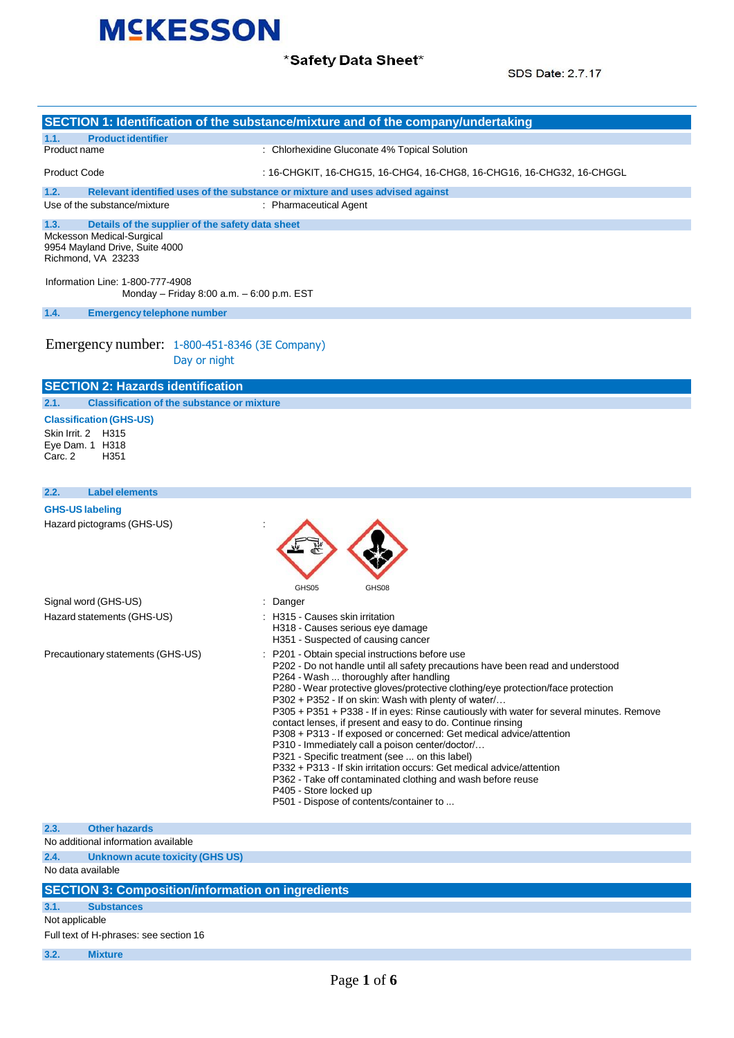# MCKESSON

**\*Safety Data Sheet\***

SDS Date: 2.7.17

## SECTION 1: Identification of the substance/mixture and of the company/undertaking

### 1.1. Product identifier

Product name : Chlorhexidine Gluconate 4% Topical Solution

Product Code : 16-CHGKIT, 16-CHG15, 16-CHG4, 16-CHG8, 16-CHG16, 16-CHG32, 16-CHGGL

### 1.2. Relevant identified uses of the substance or mixture and uses advised against

Use of the substance/mixture : Pharmaceutical Agent

### 1.3. Details of the supplier of the safety data sheet

Mckesson Medical-Surgical
9954 Mayland Drive, Suite 4000
Richmond, VA 23233

Information Line: 1-800-777-4908
Monday – Friday 8:00 a.m. – 6:00 p.m. EST

### 1.4. Emergency telephone number

Emergency number: 1-800-451-8346 (3E Company)
Day or night

## SECTION 2: Hazards identification

### 2.1. Classification of the substance or mixture

**Classification (GHS-US)**

Skin Irrit. 2 H315
Eye Dam. 1 H318
Carc. 2 H351

### 2.2. Label elements

**GHS-US labeling**

Hazard pictograms (GHS-US) : GHS05 GHS08

Signal word (GHS-US) : Danger

Hazard statements (GHS-US) :
- H315 - Causes skin irritation
- H318 - Causes serious eye damage
- H351 - Suspected of causing cancer

Precautionary statements (GHS-US) :
- P201 - Obtain special instructions before use
- P202 - Do not handle until all safety precautions have been read and understood
- P264 - Wash ... thoroughly after handling
- P280 - Wear protective gloves/protective clothing/eye protection/face protection
- P302 + P352 - If on skin: Wash with plenty of water/…
- P305 + P351 + P338 - If in eyes: Rinse cautiously with water for several minutes. Remove contact lenses, if present and easy to do. Continue rinsing
- P308 + P313 - If exposed or concerned: Get medical advice/attention
- P310 - Immediately call a poison center/doctor/…
- P321 - Specific treatment (see ... on this label)
- P332 + P313 - If skin irritation occurs: Get medical advice/attention
- P362 - Take off contaminated clothing and wash before reuse
- P405 - Store locked up
- P501 - Dispose of contents/container to ...

### 2.3. Other hazards

No additional information available

### 2.4. Unknown acute toxicity (GHS US)

No data available

## SECTION 3: Composition/information on ingredients

### 3.1. Substances

Not applicable

Full text of H-phrases: see section 16

### 3.2. Mixture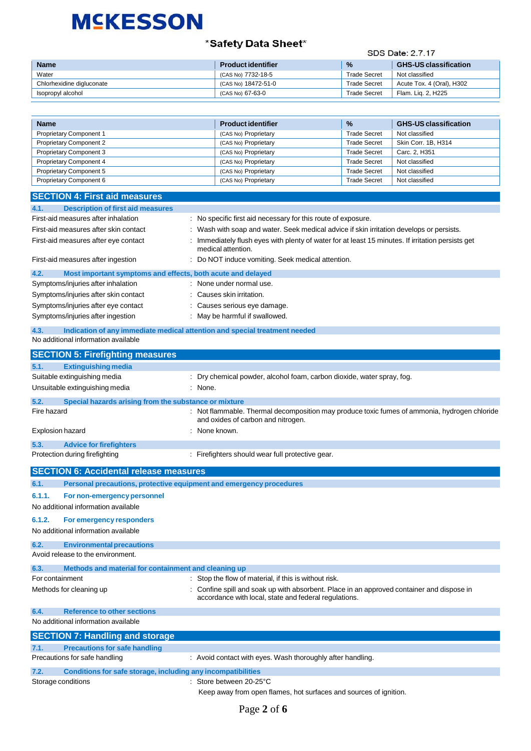**Safety Data Sheet**

SDS Date: 2.7.17

| Name | Product identifier | % | GHS-US classification |
|---|---|---|---|
| Water | (CAS No) 7732-18-5 | Trade Secret | Not classified |
| Chlorhexidine digluconate | (CAS No) 18472-51-0 | Trade Secret | Acute Tox. 4 (Oral), H302 |
| Isopropyl alcohol | (CAS No) 67-63-0 | Trade Secret | Flam. Liq. 2, H225 |

| Name | Product identifier | % | GHS-US classification |
|---|---|---|---|
| Proprietary Component 1 | (CAS No) Proprietary | Trade Secret | Not classified |
| Proprietary Component 2 | (CAS No) Proprietary | Trade Secret | Skin Corr. 1B, H314 |
| Proprietary Component 3 | (CAS No) Proprietary | Trade Secret | Carc. 2, H351 |
| Proprietary Component 4 | (CAS No) Proprietary | Trade Secret | Not classified |
| Proprietary Component 5 | (CAS No) Proprietary | Trade Secret | Not classified |
| Proprietary Component 6 | (CAS No) Proprietary | Trade Secret | Not classified |

## SECTION 4: First aid measures

### 4.1. Description of first aid measures

First-aid measures after inhalation : No specific first aid necessary for this route of exposure.

First-aid measures after skin contact : Wash with soap and water. Seek medical advice if skin irritation develops or persists.

First-aid measures after eye contact : Immediately flush eyes with plenty of water for at least 15 minutes. If irritation persists get medical attention.

First-aid measures after ingestion : Do NOT induce vomiting. Seek medical attention.

### 4.2. Most important symptoms and effects, both acute and delayed

Symptoms/injuries after inhalation : None under normal use.

Symptoms/injuries after skin contact : Causes skin irritation.

Symptoms/injuries after eye contact : Causes serious eye damage.

Symptoms/injuries after ingestion : May be harmful if swallowed.

### 4.3. Indication of any immediate medical attention and special treatment needed

No additional information available

## SECTION 5: Firefighting measures

### 5.1. Extinguishing media

Suitable extinguishing media : Dry chemical powder, alcohol foam, carbon dioxide, water spray, fog.

Unsuitable extinguishing media : None.

### 5.2. Special hazards arising from the substance or mixture

Fire hazard : Not flammable. Thermal decomposition may produce toxic fumes of ammonia, hydrogen chloride and oxides of carbon and nitrogen.

Explosion hazard : None known.

### 5.3. Advice for firefighters

Protection during firefighting : Firefighters should wear full protective gear.

## SECTION 6: Accidental release measures

### 6.1. Personal precautions, protective equipment and emergency procedures

#### 6.1.1. For non-emergency personnel

No additional information available

#### 6.1.2. For emergency responders

No additional information available

### 6.2. Environmental precautions

Avoid release to the environment.

### 6.3. Methods and material for containment and cleaning up

For containment : Stop the flow of material, if this is without risk.

Methods for cleaning up : Confine spill and soak up with absorbent. Place in an approved container and dispose in accordance with local, state and federal regulations.

### 6.4. Reference to other sections

No additional information available

## SECTION 7: Handling and storage

### 7.1. Precautions for safe handling

Precautions for safe handling : Avoid contact with eyes. Wash thoroughly after handling.

### 7.2. Conditions for safe storage, including any incompatibilities

Storage conditions : Store between 20-25°C

Keep away from open flames, hot surfaces and sources of ignition.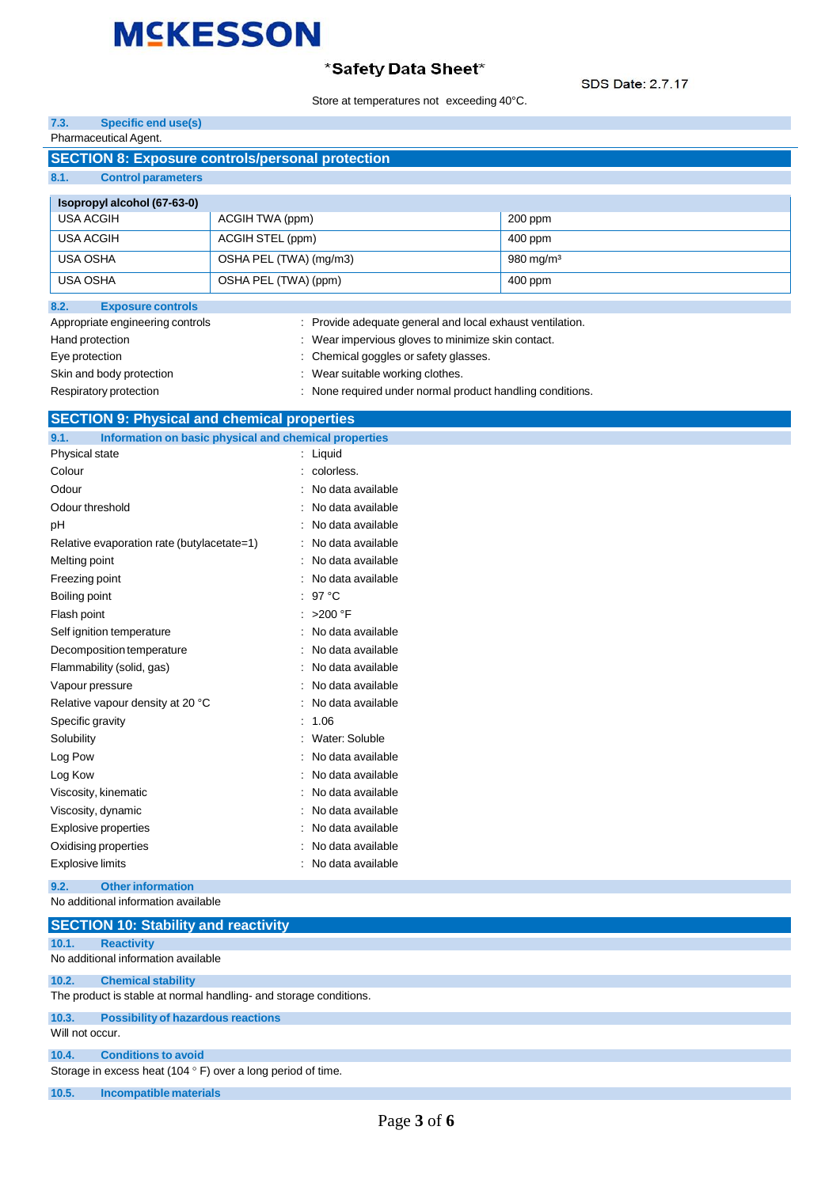Store at temperatures not exceeding 40°C.

### 7.3. Specific end use(s)

Pharmaceutical Agent.

## SECTION 8: Exposure controls/personal protection

### 8.1. Control parameters

| Isopropyl alcohol (67-63-0) | | |
|---|---|---|
| USA ACGIH | ACGIH TWA (ppm) | 200 ppm |
| USA ACGIH | ACGIH STEL (ppm) | 400 ppm |
| USA OSHA | OSHA PEL (TWA) (mg/m3) | 980 mg/m³ |
| USA OSHA | OSHA PEL (TWA) (ppm) | 400 ppm |

### 8.2. Exposure controls

Appropriate engineering controls : Provide adequate general and local exhaust ventilation.

Hand protection : Wear impervious gloves to minimize skin contact.

Eye protection : Chemical goggles or safety glasses.

Skin and body protection : Wear suitable working clothes.

Respiratory protection : None required under normal product handling conditions.

## SECTION 9: Physical and chemical properties

### 9.1. Information on basic physical and chemical properties

Physical state : Liquid

Colour : colorless.

Odour : No data available

Odour threshold : No data available

pH : No data available

Relative evaporation rate (butylacetate=1) : No data available

Melting point : No data available

Freezing point : No data available

Boiling point : 97 °C

Flash point : >200 °F

Self ignition temperature : No data available

Decomposition temperature : No data available

Flammability (solid, gas) : No data available

Vapour pressure : No data available

Relative vapour density at 20 °C : No data available

Specific gravity : 1.06

Solubility : Water: Soluble

Log Pow : No data available

Log Kow : No data available

Viscosity, kinematic : No data available

Viscosity, dynamic : No data available

Explosive properties : No data available

Oxidising properties : No data available

Explosive limits : No data available

### 9.2. Other information

No additional information available

## SECTION 10: Stability and reactivity

### 10.1. Reactivity

No additional information available

### 10.2. Chemical stability

The product is stable at normal handling- and storage conditions.

### 10.3. Possibility of hazardous reactions

Will not occur.

### 10.4. Conditions to avoid

Storage in excess heat (104 ° F) over a long period of time.

### 10.5. Incompatible materials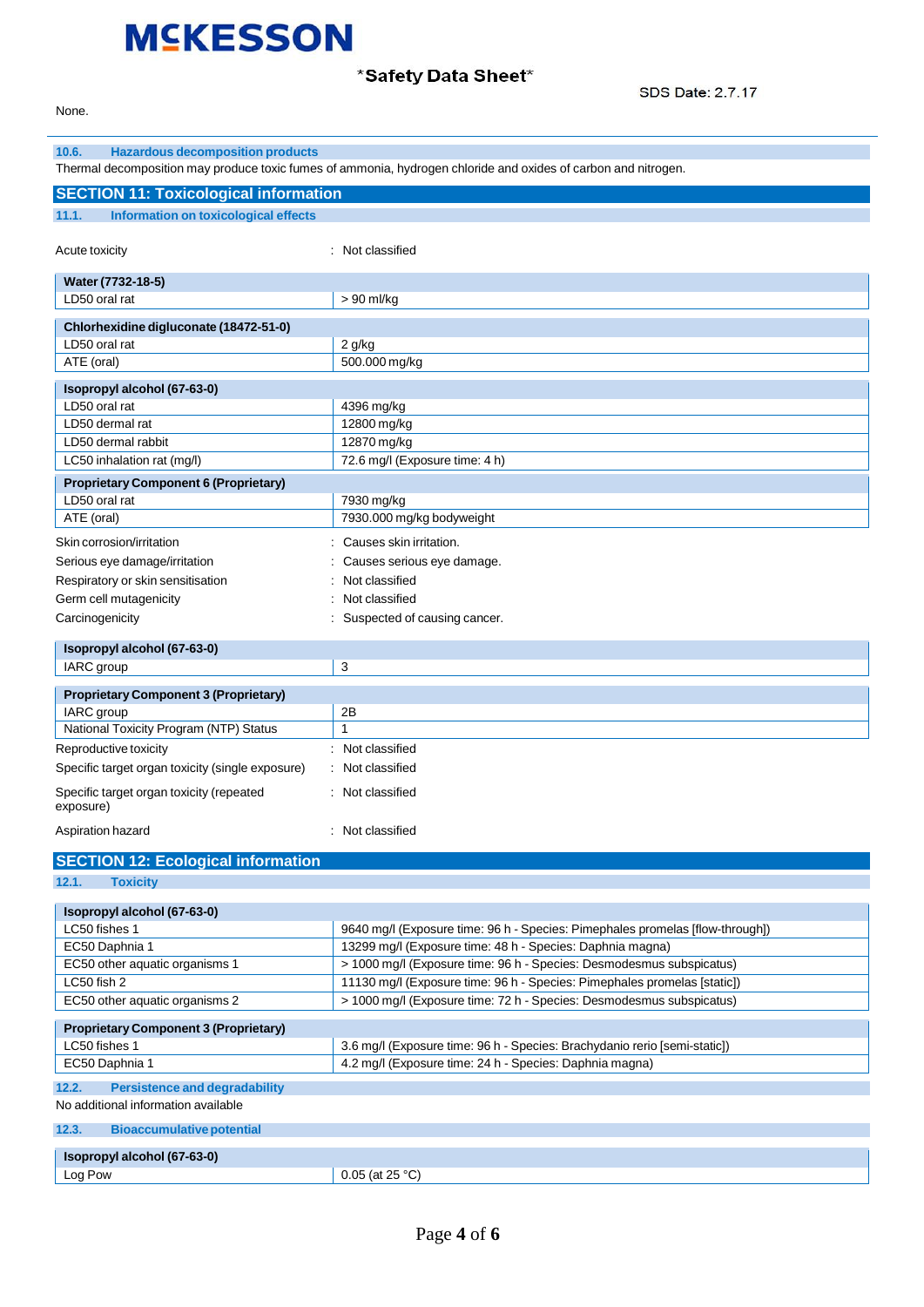None.

### 10.6. Hazardous decomposition products

Thermal decomposition may produce toxic fumes of ammonia, hydrogen chloride and oxides of carbon and nitrogen.

## SECTION 11: Toxicological information

### 11.1. Information on toxicological effects

Acute toxicity : Not classified

| Water (7732-18-5) | |
|---|---|
| LD50 oral rat | > 90 ml/kg |

| Chlorhexidine digluconate (18472-51-0) | |
|---|---|
| LD50 oral rat | 2 g/kg |
| ATE (oral) | 500.000 mg/kg |

| Isopropyl alcohol (67-63-0) | |
|---|---|
| LD50 oral rat | 4396 mg/kg |
| LD50 dermal rat | 12800 mg/kg |
| LD50 dermal rabbit | 12870 mg/kg |
| LC50 inhalation rat (mg/l) | 72.6 mg/l (Exposure time: 4 h) |

| Proprietary Component 6 (Proprietary) | |
|---|---|
| LD50 oral rat | 7930 mg/kg |
| ATE (oral) | 7930.000 mg/kg bodyweight |

Skin corrosion/irritation : Causes skin irritation.

Serious eye damage/irritation : Causes serious eye damage.

Respiratory or skin sensitisation : Not classified

Germ cell mutagenicity : Not classified

Carcinogenicity : Suspected of causing cancer.

| Isopropyl alcohol (67-63-0) | |
|---|---|
| IARC group | 3 |

| Proprietary Component 3 (Proprietary) | |
|---|---|
| IARC group | 2B |
| National Toxicity Program (NTP) Status | 1 |

Reproductive toxicity : Not classified

Specific target organ toxicity (single exposure) : Not classified

Specific target organ toxicity (repeated exposure) : Not classified

Aspiration hazard : Not classified

## SECTION 12: Ecological information

### 12.1. Toxicity

| Isopropyl alcohol (67-63-0) | |
|---|---|
| LC50 fishes 1 | 9640 mg/l (Exposure time: 96 h - Species: Pimephales promelas [flow-through]) |
| EC50 Daphnia 1 | 13299 mg/l (Exposure time: 48 h - Species: Daphnia magna) |
| EC50 other aquatic organisms 1 | > 1000 mg/l (Exposure time: 96 h - Species: Desmodesmus subspicatus) |
| LC50 fish 2 | 11130 mg/l (Exposure time: 96 h - Species: Pimephales promelas [static]) |
| EC50 other aquatic organisms 2 | > 1000 mg/l (Exposure time: 72 h - Species: Desmodesmus subspicatus) |

| Proprietary Component 3 (Proprietary) | |
|---|---|
| LC50 fishes 1 | 3.6 mg/l (Exposure time: 96 h - Species: Brachydanio rerio [semi-static]) |
| EC50 Daphnia 1 | 4.2 mg/l (Exposure time: 24 h - Species: Daphnia magna) |

### 12.2. Persistence and degradability

No additional information available

### 12.3. Bioaccumulative potential

| Isopropyl alcohol (67-63-0) | |
|---|---|
| Log Pow | 0.05 (at 25 °C) |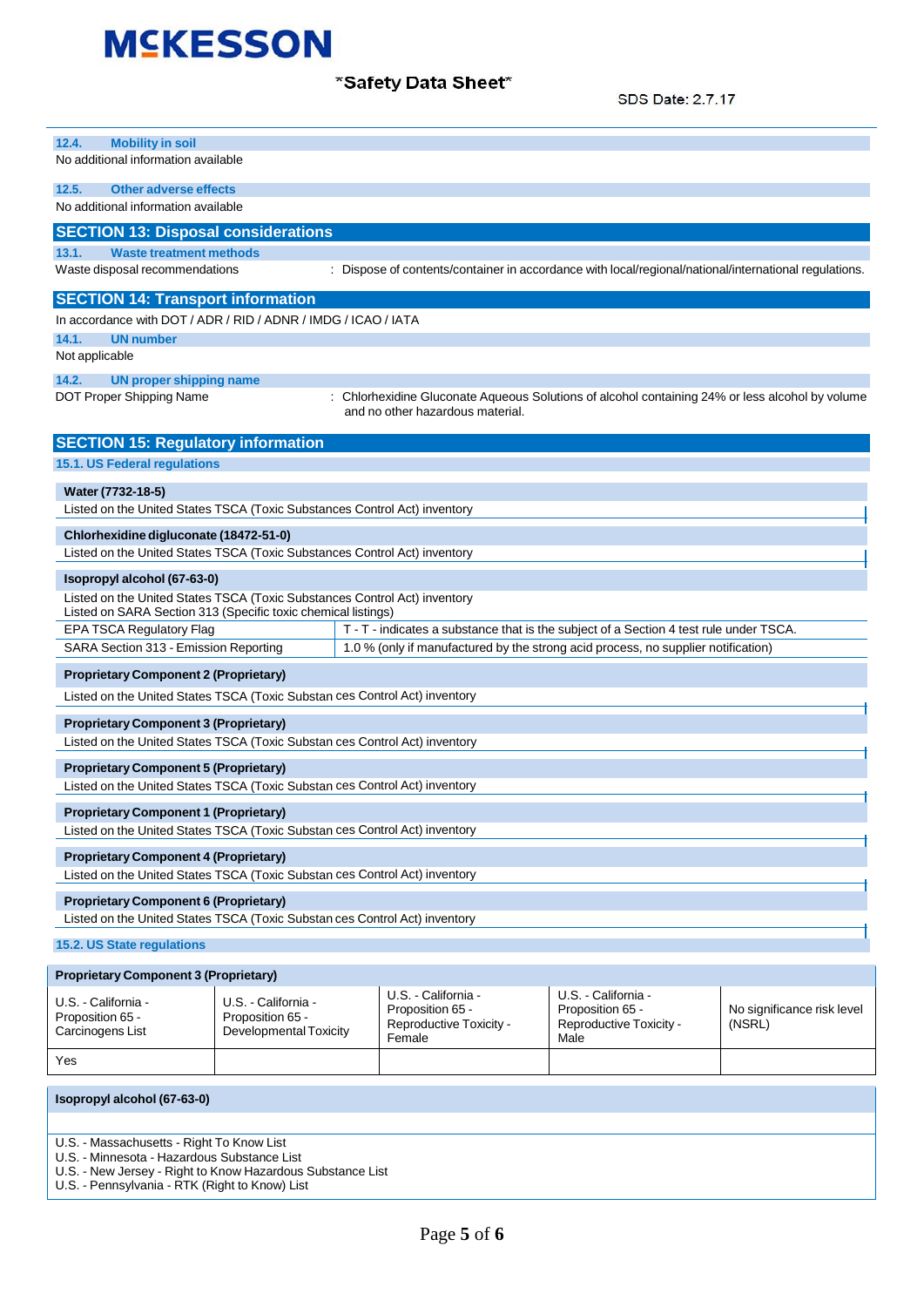#### 12.4. Mobility in soil

No additional information available

#### 12.5. Other adverse effects

No additional information available

## SECTION 13: Disposal considerations

#### 13.1. Waste treatment methods

Waste disposal recommendations : Dispose of contents/container in accordance with local/regional/national/international regulations.

## SECTION 14: Transport information

In accordance with DOT / ADR / RID / ADNR / IMDG / ICAO / IATA

#### 14.1. UN number

Not applicable

#### 14.2. UN proper shipping name

DOT Proper Shipping Name : Chlorhexidine Gluconate Aqueous Solutions of alcohol containing 24% or less alcohol by volume and no other hazardous material.

## SECTION 15: Regulatory information

### 15.1. US Federal regulations

**Water (7732-18-5)**

Listed on the United States TSCA (Toxic Substances Control Act) inventory

**Chlorhexidine digluconate (18472-51-0)**

Listed on the United States TSCA (Toxic Substances Control Act) inventory

**Isopropyl alcohol (67-63-0)**

Listed on the United States TSCA (Toxic Substances Control Act) inventory
Listed on SARA Section 313 (Specific toxic chemical listings)

| | |
|---|---|
| EPA TSCA Regulatory Flag | T - T - indicates a substance that is the subject of a Section 4 test rule under TSCA. |
| SARA Section 313 - Emission Reporting | 1.0 % (only if manufactured by the strong acid process, no supplier notification) |

**Proprietary Component 2 (Proprietary)**

Listed on the United States TSCA (Toxic Substan ces Control Act) inventory

**Proprietary Component 3 (Proprietary)**

Listed on the United States TSCA (Toxic Substan ces Control Act) inventory

**Proprietary Component 5 (Proprietary)**

Listed on the United States TSCA (Toxic Substan ces Control Act) inventory

**Proprietary Component 1 (Proprietary)**

Listed on the United States TSCA (Toxic Substan ces Control Act) inventory

**Proprietary Component 4 (Proprietary)**

Listed on the United States TSCA (Toxic Substan ces Control Act) inventory

**Proprietary Component 6 (Proprietary)**

Listed on the United States TSCA (Toxic Substan ces Control Act) inventory

### 15.2. US State regulations

**Proprietary Component 3 (Proprietary)**

| U.S. - California - Proposition 65 - Carcinogens List | U.S. - California - Proposition 65 - Developmental Toxicity | U.S. - California - Proposition 65 - Reproductive Toxicity - Female | U.S. - California - Proposition 65 - Reproductive Toxicity - Male | No significance risk level (NSRL) |
|---|---|---|---|---|
| Yes | | | | |

**Isopropyl alcohol (67-63-0)**

U.S. - Massachusetts - Right To Know List
U.S. - Minnesota - Hazardous Substance List
U.S. - New Jersey - Right to Know Hazardous Substance List
U.S. - Pennsylvania - RTK (Right to Know) List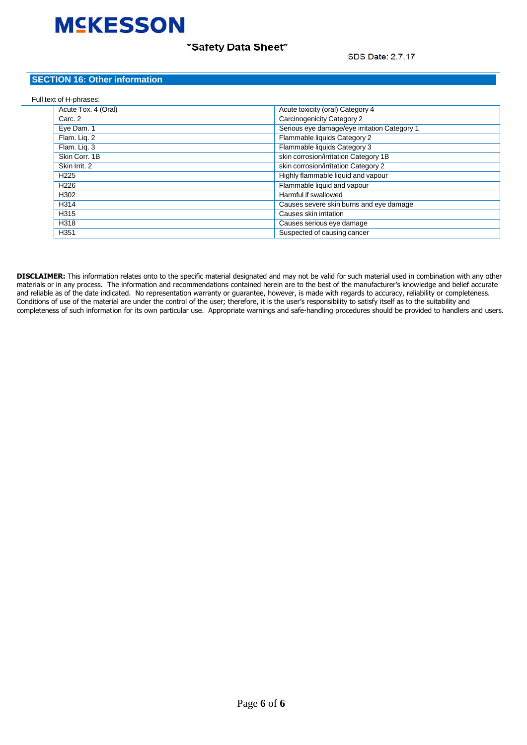## SECTION 16: Other information

Full text of H-phrases:

| | |
|---|---|
| Acute Tox. 4 (Oral) | Acute toxicity (oral) Category 4 |
| Carc. 2 | Carcinogenicity Category 2 |
| Eye Dam. 1 | Serious eye damage/eye irritation Category 1 |
| Flam. Liq. 2 | Flammable liquids Category 2 |
| Flam. Liq. 3 | Flammable liquids Category 3 |
| Skin Corr. 1B | skin corrosion/irritation Category 1B |
| Skin Irrit. 2 | skin corrosion/irritation Category 2 |
| H225 | Highly flammable liquid and vapour |
| H226 | Flammable liquid and vapour |
| H302 | Harmful if swallowed |
| H314 | Causes severe skin burns and eye damage |
| H315 | Causes skin irritation |
| H318 | Causes serious eye damage |
| H351 | Suspected of causing cancer |

**DISCLAIMER:** This information relates onto to the specific material designated and may not be valid for such material used in combination with any other materials or in any process. The information and recommendations contained herein are to the best of the manufacturer's knowledge and belief accurate and reliable as of the date indicated. No representation warranty or guarantee, however, is made with regards to accuracy, reliability or completeness. Conditions of use of the material are under the control of the user; therefore, it is the user's responsibility to satisfy itself as to the suitability and completeness of such information for its own particular use. Appropriate warnings and safe-handling procedures should be provided to handlers and users.